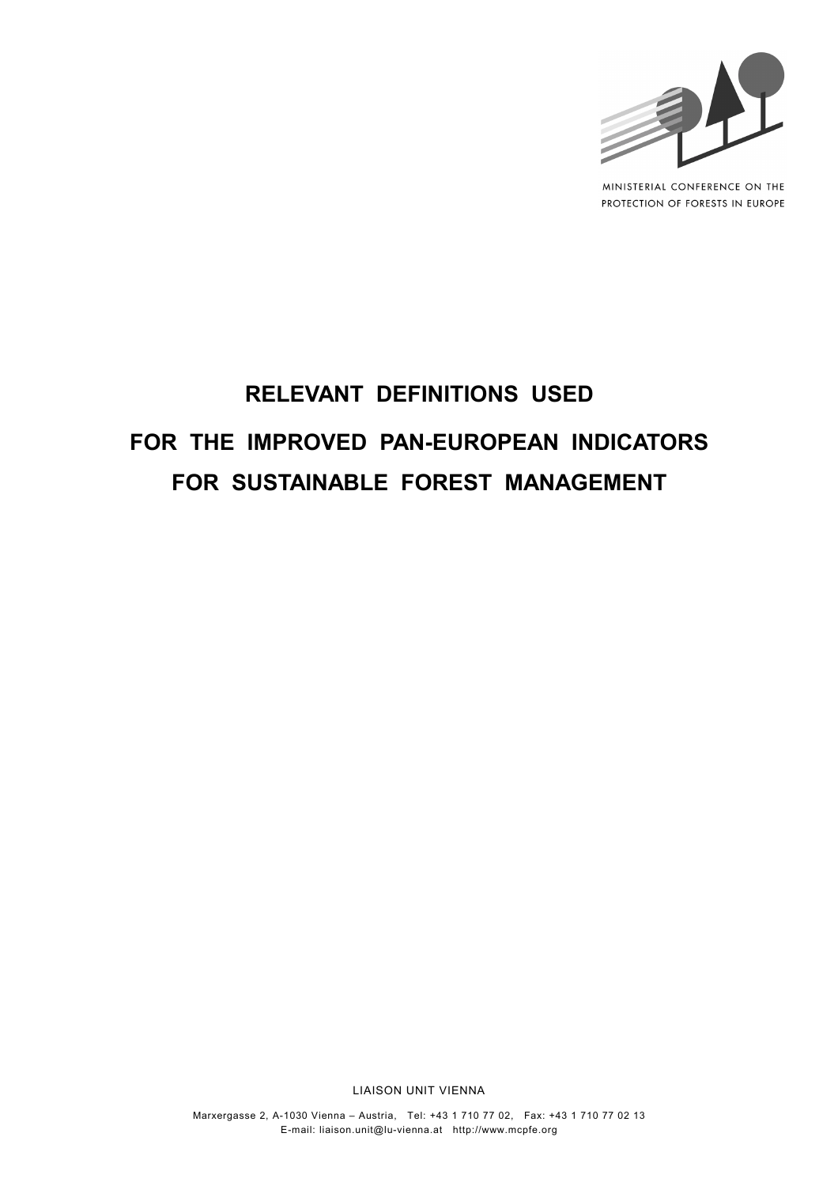MINISTERIAL CONFERENCE ON THE PROTECTION OF FORESTS IN EUROPE

# RELEVANT DEFINITIONS USED

# FOR THE IMPROVED PAN-EUROPEAN INDICATORS

# FOR SUSTAINABLE FOREST MANAGEMENT

LIAISON UNIT VIENNA

Marxergasse 2, A-1030 Vienna – Austria, Tel: +43 1 710 77 02, Fax: +43 1 710 77 02 13
E-mail: liaison.unit@lu-vienna.at http://www.mcpfe.org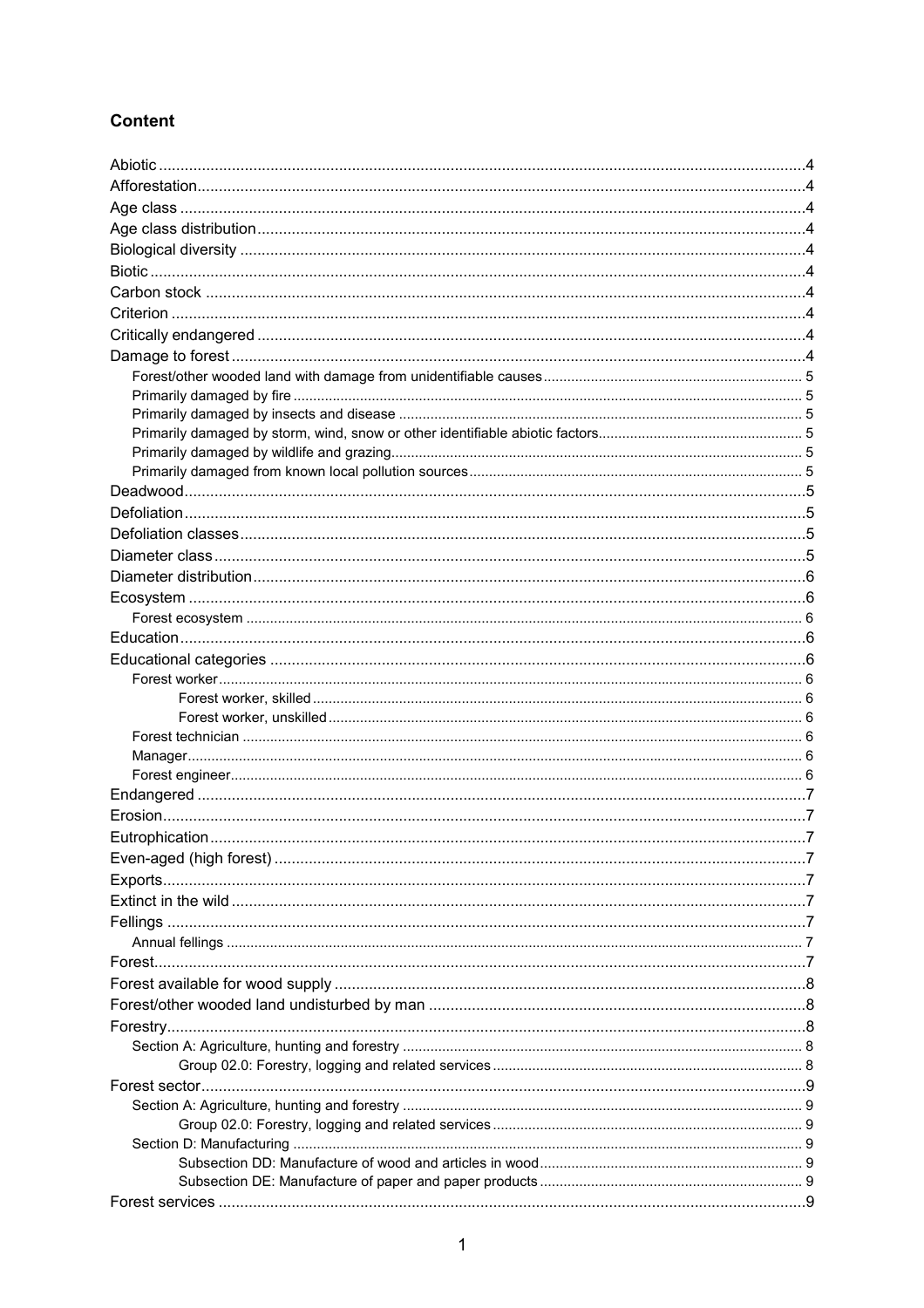## Content

- Abiotic 4
- Afforestation 4
- Age class 4
- Age class distribution 4
- Biological diversity 4
- Biotic 4
- Carbon stock 4
- Criterion 4
- Critically endangered 4
- Damage to forest 4
  - Forest/other wooded land with damage from unidentifiable causes 5
  - Primarily damaged by fire 5
  - Primarily damaged by insects and disease 5
  - Primarily damaged by storm, wind, snow or other identifiable abiotic factors 5
  - Primarily damaged by wildlife and grazing 5
  - Primarily damaged from known local pollution sources 5
- Deadwood 5
- Defoliation 5
- Defoliation classes 5
- Diameter class 5
- Diameter distribution 6
- Ecosystem 6
  - Forest ecosystem 6
- Education 6
- Educational categories 6
  - Forest worker 6
    - Forest worker, skilled 6
    - Forest worker, unskilled 6
  - Forest technician 6
  - Manager 6
  - Forest engineer 6
- Endangered 7
- Erosion 7
- Eutrophication 7
- Even-aged (high forest) 7
- Exports 7
- Extinct in the wild 7
- Fellings 7
  - Annual fellings 7
- Forest 7
- Forest available for wood supply 8
- Forest/other wooded land undisturbed by man 8
- Forestry 8
  - Section A: Agriculture, hunting and forestry 8
    - Group 02.0: Forestry, logging and related services 8
- Forest sector 9
  - Section A: Agriculture, hunting and forestry 9
    - Group 02.0: Forestry, logging and related services 9
  - Section D: Manufacturing 9
    - Subsection DD: Manufacture of wood and articles in wood 9
    - Subsection DE: Manufacture of paper and paper products 9
- Forest services 9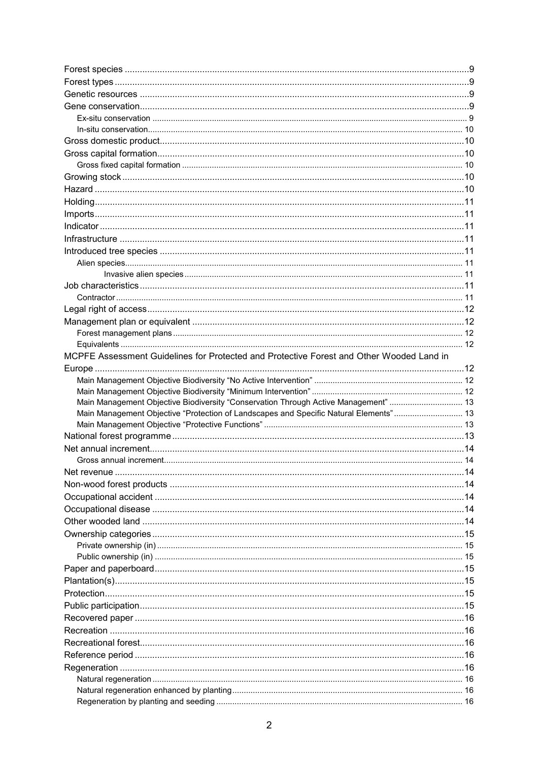Forest species ........................................................................................................................9
Forest types ............................................................................................................................9
Genetic resources ..................................................................................................................9
Gene conservation..................................................................................................................9
- Ex-situ conservation ........................................................................................................ 9
- In-situ conservation........................................................................................................ 10

Gross domestic product........................................................................................................10
Gross capital formation.........................................................................................................10
- Gross fixed capital formation ......................................................................................... 10

Growing stock ......................................................................................................................10
Hazard ..................................................................................................................................10
Holding..................................................................................................................................11
Imports..................................................................................................................................11
Indicator ................................................................................................................................11
Infrastructure ........................................................................................................................11
Introduced tree species ........................................................................................................11
- Alien species.................................................................................................................. 11
  - Invasive alien species ........................................................................................... 11

Job characteristics................................................................................................................11
- Contractor ...................................................................................................................... 11

Legal right of access.............................................................................................................12
Management plan or equivalent ...........................................................................................12
- Forest management plans ............................................................................................ 12
- Equivalents .................................................................................................................... 12

MCPFE Assessment Guidelines for Protected and Protective Forest and Other Wooded Land in Europe ..................................................................................................................................12
- Main Management Objective Biodiversity "No Active Intervention" ................................ 12
- Main Management Objective Biodiversity "Minimum Intervention" ................................. 12
- Main Management Objective Biodiversity "Conservation Through Active Management" ................................ 13
- Main Management Objective "Protection of Landscapes and Specific Natural Elements" .............................. 13
- Main Management Objective "Protective Functions" ...................................................... 13

National forest programme ...................................................................................................13
Net annual increment............................................................................................................14
- Gross annual increment................................................................................................. 14

Net revenue ..........................................................................................................................14
Non-wood forest products ....................................................................................................14
Occupational accident ..........................................................................................................14
Occupational disease ...........................................................................................................14
Other wooded land ...............................................................................................................14
Ownership categories ...........................................................................................................15
- Private ownership (in) .................................................................................................... 15
- Public ownership (in) ..................................................................................................... 15

Paper and paperboard..........................................................................................................15
Plantation(s)..........................................................................................................................15
Protection..............................................................................................................................15
Public participation................................................................................................................15
Recovered paper ..................................................................................................................16
Recreation ............................................................................................................................16
Recreational forest................................................................................................................16
Reference period ..................................................................................................................16
Regeneration ........................................................................................................................16
- Natural regeneration ...................................................................................................... 16
- Natural regeneration enhanced by planting.................................................................... 16
- Regeneration by planting and seeding ........................................................................... 16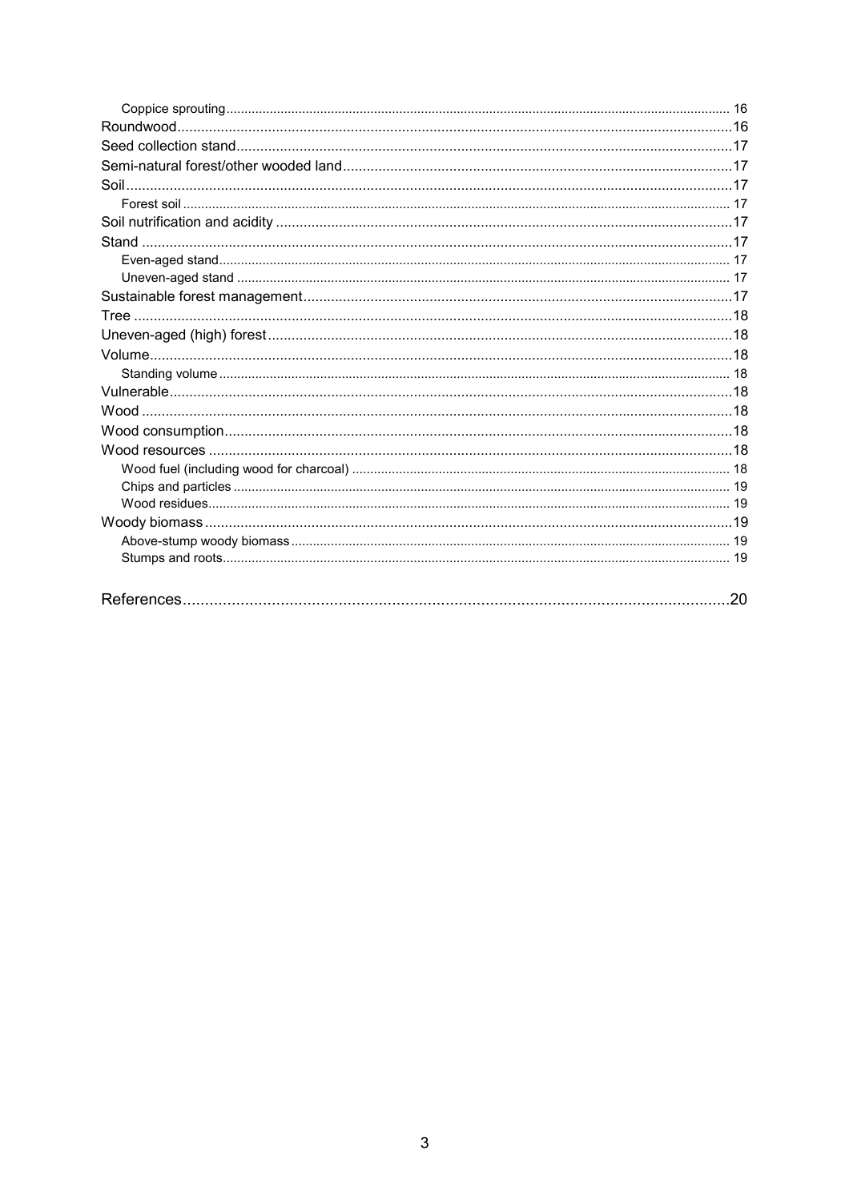- Coppice sprouting ........ 16
- Roundwood ........ 16
- Seed collection stand ........ 17
- Semi-natural forest/other wooded land ........ 17
- Soil ........ 17
  - Forest soil ........ 17
- Soil nutrification and acidity ........ 17
- Stand ........ 17
  - Even-aged stand ........ 17
  - Uneven-aged stand ........ 17
- Sustainable forest management ........ 17
- Tree ........ 18
- Uneven-aged (high) forest ........ 18
- Volume ........ 18
  - Standing volume ........ 18
- Vulnerable ........ 18
- Wood ........ 18
- Wood consumption ........ 18
- Wood resources ........ 18
  - Wood fuel (including wood for charcoal) ........ 18
  - Chips and particles ........ 19
  - Wood residues ........ 19
- Woody biomass ........ 19
  - Above-stump woody biomass ........ 19
  - Stumps and roots ........ 19

References ........ 20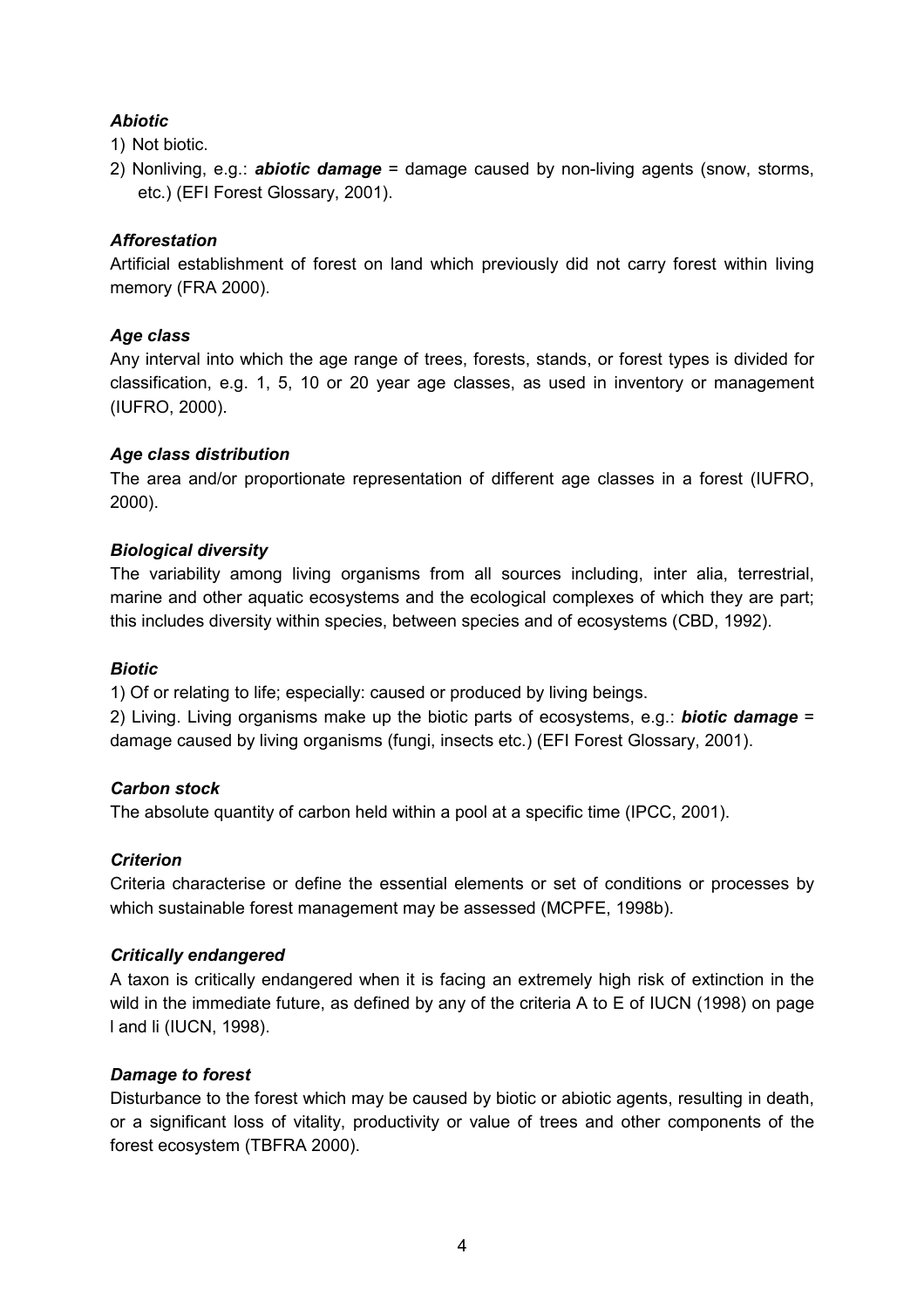***Abiotic***

1) Not biotic.
2) Nonliving, e.g.: ***abiotic damage*** = damage caused by non-living agents (snow, storms, etc.) (EFI Forest Glossary, 2001).

***Afforestation***

Artificial establishment of forest on land which previously did not carry forest within living memory (FRA 2000).

***Age class***

Any interval into which the age range of trees, forests, stands, or forest types is divided for classification, e.g. 1, 5, 10 or 20 year age classes, as used in inventory or management (IUFRO, 2000).

***Age class distribution***

The area and/or proportionate representation of different age classes in a forest (IUFRO, 2000).

***Biological diversity***

The variability among living organisms from all sources including, inter alia, terrestrial, marine and other aquatic ecosystems and the ecological complexes of which they are part; this includes diversity within species, between species and of ecosystems (CBD, 1992).

***Biotic***

1) Of or relating to life; especially: caused or produced by living beings.

2) Living. Living organisms make up the biotic parts of ecosystems, e.g.: ***biotic damage*** = damage caused by living organisms (fungi, insects etc.) (EFI Forest Glossary, 2001).

***Carbon stock***

The absolute quantity of carbon held within a pool at a specific time (IPCC, 2001).

***Criterion***

Criteria characterise or define the essential elements or set of conditions or processes by which sustainable forest management may be assessed (MCPFE, 1998b).

***Critically endangered***

A taxon is critically endangered when it is facing an extremely high risk of extinction in the wild in the immediate future, as defined by any of the criteria A to E of IUCN (1998) on page l and li (IUCN, 1998).

***Damage to forest***

Disturbance to the forest which may be caused by biotic or abiotic agents, resulting in death, or a significant loss of vitality, productivity or value of trees and other components of the forest ecosystem (TBFRA 2000).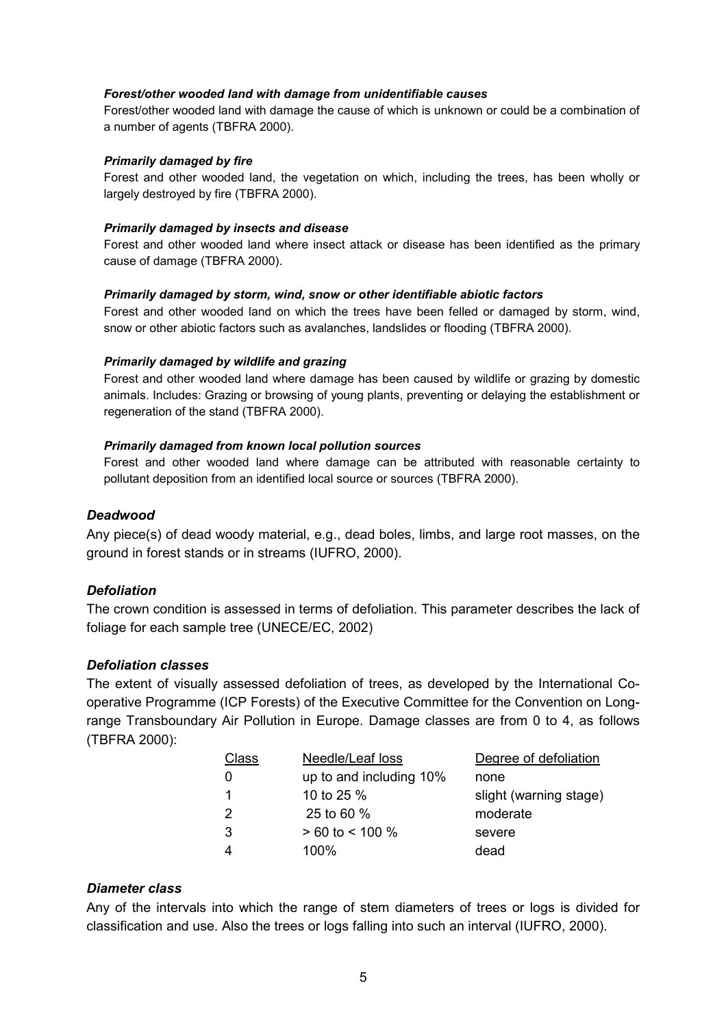#### *Forest/other wooded land with damage from unidentifiable causes*

Forest/other wooded land with damage the cause of which is unknown or could be a combination of a number of agents (TBFRA 2000).

#### *Primarily damaged by fire*

Forest and other wooded land, the vegetation on which, including the trees, has been wholly or largely destroyed by fire (TBFRA 2000).

#### *Primarily damaged by insects and disease*

Forest and other wooded land where insect attack or disease has been identified as the primary cause of damage (TBFRA 2000).

#### *Primarily damaged by storm, wind, snow or other identifiable abiotic factors*

Forest and other wooded land on which the trees have been felled or damaged by storm, wind, snow or other abiotic factors such as avalanches, landslides or flooding (TBFRA 2000).

#### *Primarily damaged by wildlife and grazing*

Forest and other wooded land where damage has been caused by wildlife or grazing by domestic animals. Includes: Grazing or browsing of young plants, preventing or delaying the establishment or regeneration of the stand (TBFRA 2000).

#### *Primarily damaged from known local pollution sources*

Forest and other wooded land where damage can be attributed with reasonable certainty to pollutant deposition from an identified local source or sources (TBFRA 2000).

### *Deadwood*

Any piece(s) of dead woody material, e.g., dead boles, limbs, and large root masses, on the ground in forest stands or in streams (IUFRO, 2000).

### *Defoliation*

The crown condition is assessed in terms of defoliation. This parameter describes the lack of foliage for each sample tree (UNECE/EC, 2002)

### *Defoliation classes*

The extent of visually assessed defoliation of trees, as developed by the International Co-operative Programme (ICP Forests) of the Executive Committee for the Convention on Long-range Transboundary Air Pollution in Europe. Damage classes are from 0 to 4, as follows (TBFRA 2000):

| Class | Needle/Leaf loss | Degree of defoliation |
|---|---|---|
| 0 | up to and including 10% | none |
| 1 | 10 to 25 % | slight (warning stage) |
| 2 | 25 to 60 % | moderate |
| 3 | > 60 to < 100 % | severe |
| 4 | 100% | dead |

### *Diameter class*

Any of the intervals into which the range of stem diameters of trees or logs is divided for classification and use. Also the trees or logs falling into such an interval (IUFRO, 2000).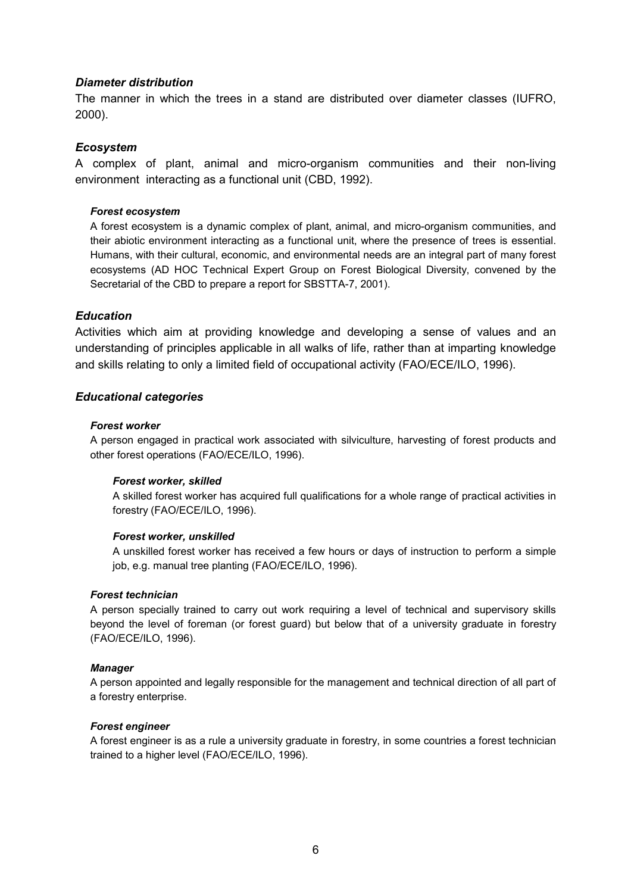### *Diameter distribution*

The manner in which the trees in a stand are distributed over diameter classes (IUFRO, 2000).

### *Ecosystem*

A complex of plant, animal and micro-organism communities and their non-living environment interacting as a functional unit (CBD, 1992).

#### *Forest ecosystem*

A forest ecosystem is a dynamic complex of plant, animal, and micro-organism communities, and their abiotic environment interacting as a functional unit, where the presence of trees is essential. Humans, with their cultural, economic, and environmental needs are an integral part of many forest ecosystems (AD HOC Technical Expert Group on Forest Biological Diversity, convened by the Secretarial of the CBD to prepare a report for SBSTTA-7, 2001).

### *Education*

Activities which aim at providing knowledge and developing a sense of values and an understanding of principles applicable in all walks of life, rather than at imparting knowledge and skills relating to only a limited field of occupational activity (FAO/ECE/ILO, 1996).

### *Educational categories*

#### *Forest worker*

A person engaged in practical work associated with silviculture, harvesting of forest products and other forest operations (FAO/ECE/ILO, 1996).

##### *Forest worker, skilled*

A skilled forest worker has acquired full qualifications for a whole range of practical activities in forestry (FAO/ECE/ILO, 1996).

##### *Forest worker, unskilled*

A unskilled forest worker has received a few hours or days of instruction to perform a simple job, e.g. manual tree planting (FAO/ECE/ILO, 1996).

#### *Forest technician*

A person specially trained to carry out work requiring a level of technical and supervisory skills beyond the level of foreman (or forest guard) but below that of a university graduate in forestry (FAO/ECE/ILO, 1996).

#### *Manager*

A person appointed and legally responsible for the management and technical direction of all part of a forestry enterprise.

#### *Forest engineer*

A forest engineer is as a rule a university graduate in forestry, in some countries a forest technician trained to a higher level (FAO/ECE/ILO, 1996).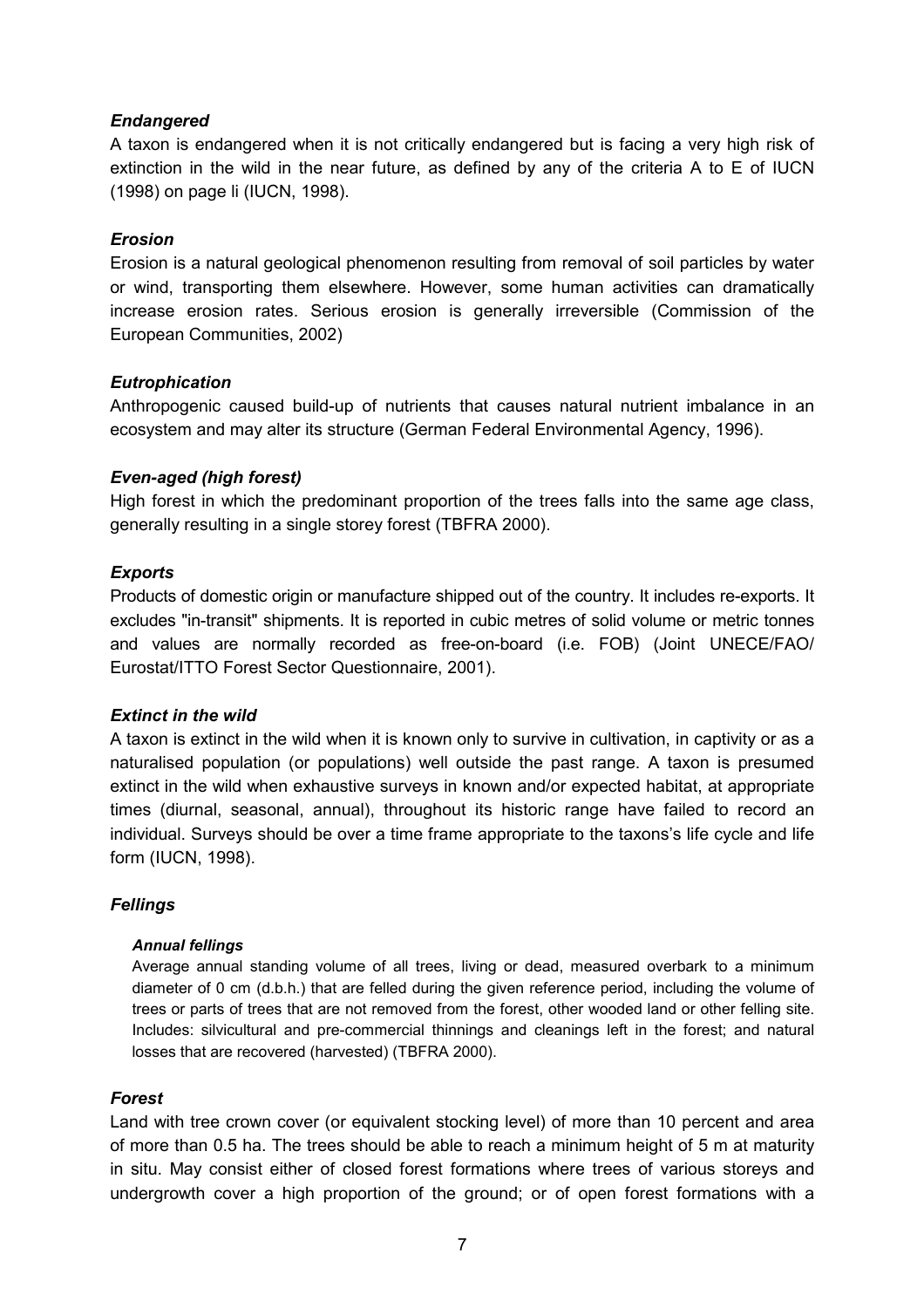### *Endangered*

A taxon is endangered when it is not critically endangered but is facing a very high risk of extinction in the wild in the near future, as defined by any of the criteria A to E of IUCN (1998) on page li (IUCN, 1998).

### *Erosion*

Erosion is a natural geological phenomenon resulting from removal of soil particles by water or wind, transporting them elsewhere. However, some human activities can dramatically increase erosion rates. Serious erosion is generally irreversible (Commission of the European Communities, 2002)

### *Eutrophication*

Anthropogenic caused build-up of nutrients that causes natural nutrient imbalance in an ecosystem and may alter its structure (German Federal Environmental Agency, 1996).

### *Even-aged (high forest)*

High forest in which the predominant proportion of the trees falls into the same age class, generally resulting in a single storey forest (TBFRA 2000).

### *Exports*

Products of domestic origin or manufacture shipped out of the country. It includes re-exports. It excludes "in-transit" shipments. It is reported in cubic metres of solid volume or metric tonnes and values are normally recorded as free-on-board (i.e. FOB) (Joint UNECE/FAO/ Eurostat/ITTO Forest Sector Questionnaire, 2001).

### *Extinct in the wild*

A taxon is extinct in the wild when it is known only to survive in cultivation, in captivity or as a naturalised population (or populations) well outside the past range. A taxon is presumed extinct in the wild when exhaustive surveys in known and/or expected habitat, at appropriate times (diurnal, seasonal, annual), throughout its historic range have failed to record an individual. Surveys should be over a time frame appropriate to the taxons's life cycle and life form (IUCN, 1998).

### *Fellings*

#### *Annual fellings*

Average annual standing volume of all trees, living or dead, measured overbark to a minimum diameter of 0 cm (d.b.h.) that are felled during the given reference period, including the volume of trees or parts of trees that are not removed from the forest, other wooded land or other felling site. Includes: silvicultural and pre-commercial thinnings and cleanings left in the forest; and natural losses that are recovered (harvested) (TBFRA 2000).

### *Forest*

Land with tree crown cover (or equivalent stocking level) of more than 10 percent and area of more than 0.5 ha. The trees should be able to reach a minimum height of 5 m at maturity in situ. May consist either of closed forest formations where trees of various storeys and undergrowth cover a high proportion of the ground; or of open forest formations with a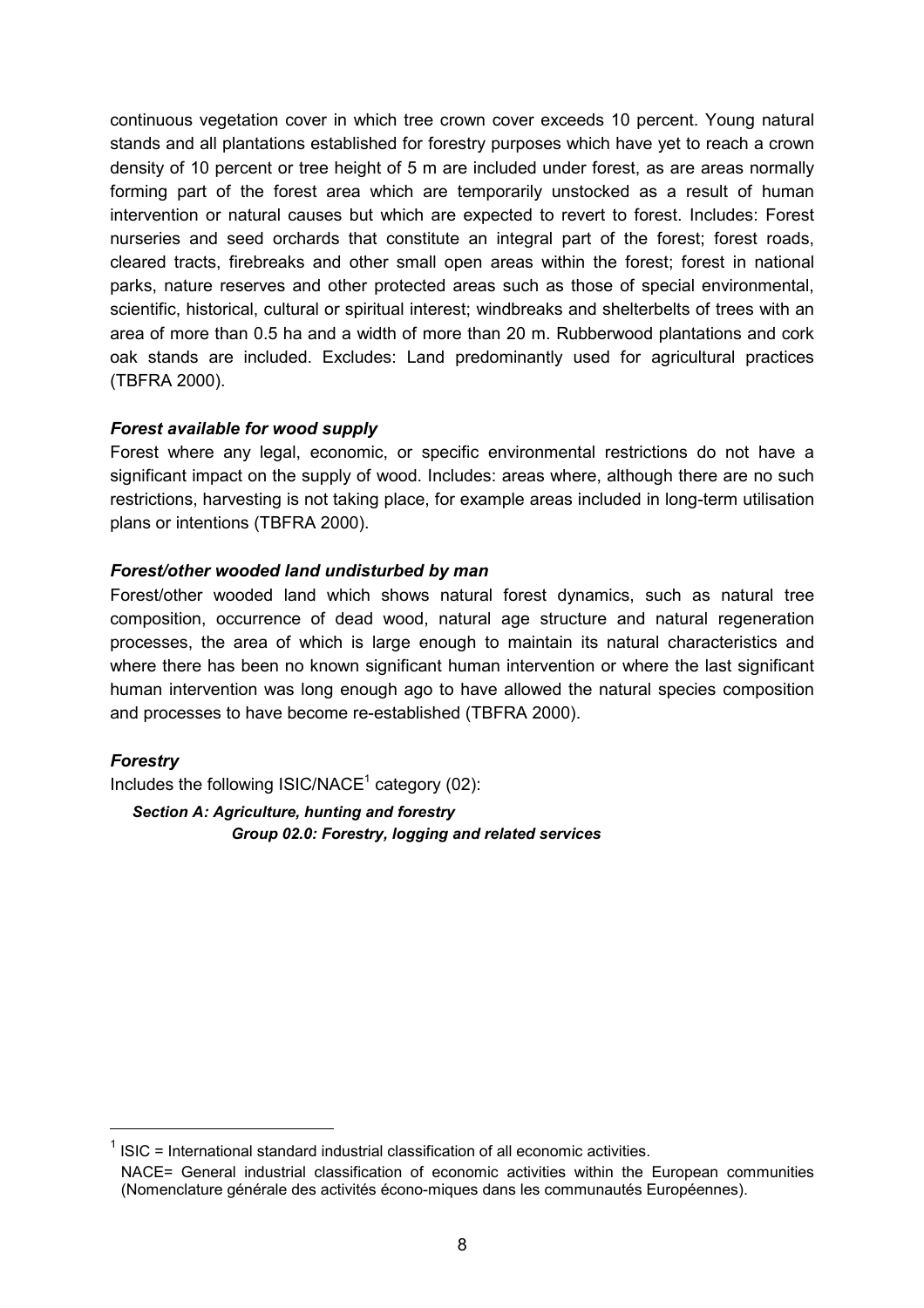continuous vegetation cover in which tree crown cover exceeds 10 percent. Young natural stands and all plantations established for forestry purposes which have yet to reach a crown density of 10 percent or tree height of 5 m are included under forest, as are areas normally forming part of the forest area which are temporarily unstocked as a result of human intervention or natural causes but which are expected to revert to forest. Includes: Forest nurseries and seed orchards that constitute an integral part of the forest; forest roads, cleared tracts, firebreaks and other small open areas within the forest; forest in national parks, nature reserves and other protected areas such as those of special environmental, scientific, historical, cultural or spiritual interest; windbreaks and shelterbelts of trees with an area of more than 0.5 ha and a width of more than 20 m. Rubberwood plantations and cork oak stands are included. Excludes: Land predominantly used for agricultural practices (TBFRA 2000).

### *Forest available for wood supply*

Forest where any legal, economic, or specific environmental restrictions do not have a significant impact on the supply of wood. Includes: areas where, although there are no such restrictions, harvesting is not taking place, for example areas included in long-term utilisation plans or intentions (TBFRA 2000).

### *Forest/other wooded land undisturbed by man*

Forest/other wooded land which shows natural forest dynamics, such as natural tree composition, occurrence of dead wood, natural age structure and natural regeneration processes, the area of which is large enough to maintain its natural characteristics and where there has been no known significant human intervention or where the last significant human intervention was long enough ago to have allowed the natural species composition and processes to have become re-established (TBFRA 2000).

### *Forestry*

Includes the following ISIC/NACE[1] category (02):

> ***Section A: Agriculture, hunting and forestry***
>
> > ***Group 02.0: Forestry, logging and related services***

---

[1] ISIC = International standard industrial classification of all economic activities.
NACE= General industrial classification of economic activities within the European communities (Nomenclature générale des activités écono-miques dans les communautés Européennes).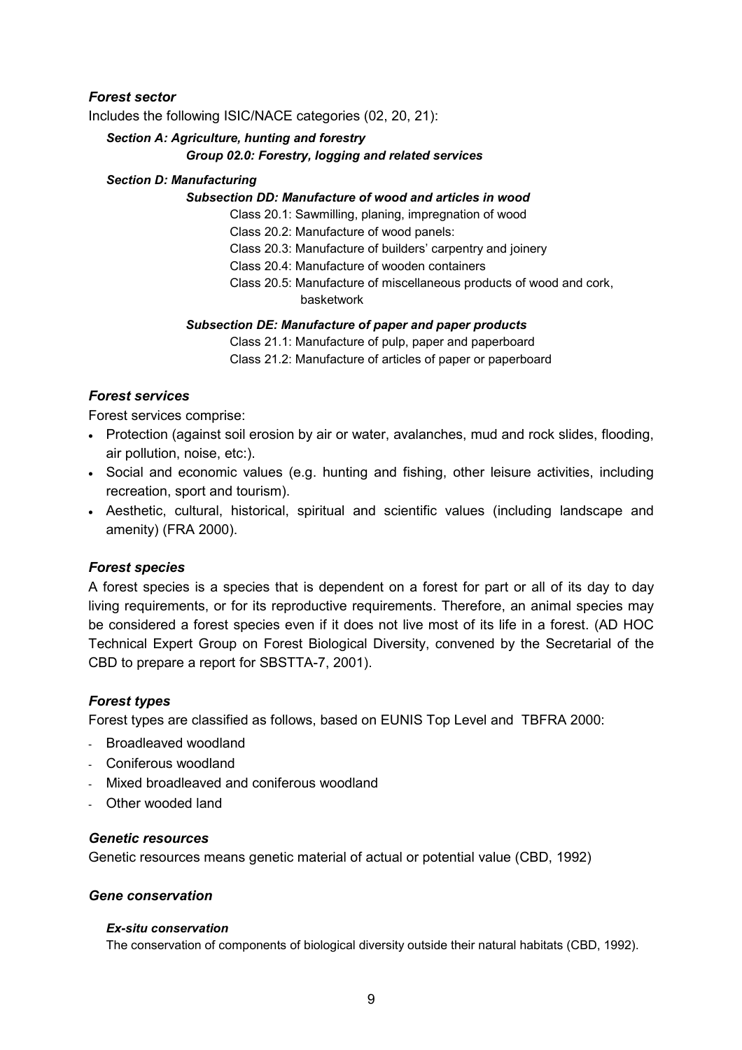### *Forest sector*

Includes the following ISIC/NACE categories (02, 20, 21):

***Section A: Agriculture, hunting and forestry***

***Group 02.0: Forestry, logging and related services***

***Section D: Manufacturing***

***Subsection DD: Manufacture of wood and articles in wood***

Class 20.1: Sawmilling, planing, impregnation of wood

Class 20.2: Manufacture of wood panels:

Class 20.3: Manufacture of builders' carpentry and joinery

Class 20.4: Manufacture of wooden containers

Class 20.5: Manufacture of miscellaneous products of wood and cork, basketwork

***Subsection DE: Manufacture of paper and paper products***

Class 21.1: Manufacture of pulp, paper and paperboard

Class 21.2: Manufacture of articles of paper or paperboard

### *Forest services*

Forest services comprise:

- Protection (against soil erosion by air or water, avalanches, mud and rock slides, flooding, air pollution, noise, etc:).
- Social and economic values (e.g. hunting and fishing, other leisure activities, including recreation, sport and tourism).
- Aesthetic, cultural, historical, spiritual and scientific values (including landscape and amenity) (FRA 2000).

### *Forest species*

A forest species is a species that is dependent on a forest for part or all of its day to day living requirements, or for its reproductive requirements. Therefore, an animal species may be considered a forest species even if it does not live most of its life in a forest. (AD HOC Technical Expert Group on Forest Biological Diversity, convened by the Secretarial of the CBD to prepare a report for SBSTTA-7, 2001).

### *Forest types*

Forest types are classified as follows, based on EUNIS Top Level and TBFRA 2000:

- Broadleaved woodland
- Coniferous woodland
- Mixed broadleaved and coniferous woodland
- Other wooded land

### *Genetic resources*

Genetic resources means genetic material of actual or potential value (CBD, 1992)

### *Gene conservation*

#### *Ex-situ conservation*

The conservation of components of biological diversity outside their natural habitats (CBD, 1992).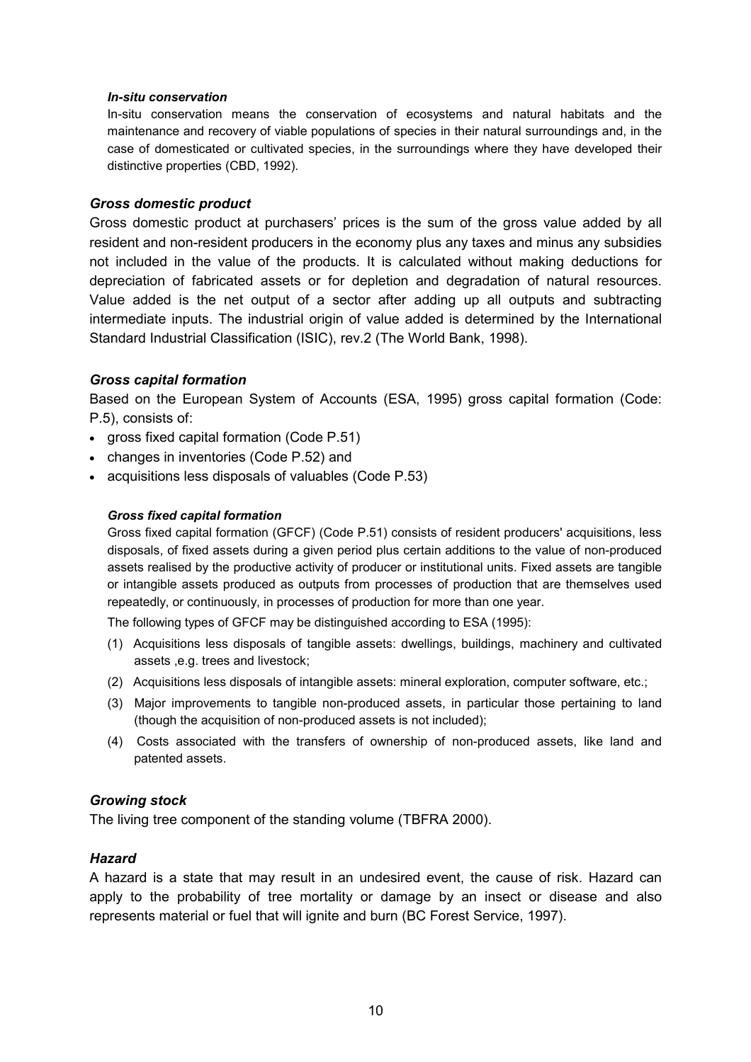#### *In-situ conservation*

In-situ conservation means the conservation of ecosystems and natural habitats and the maintenance and recovery of viable populations of species in their natural surroundings and, in the case of domesticated or cultivated species, in the surroundings where they have developed their distinctive properties (CBD, 1992).

### *Gross domestic product*

Gross domestic product at purchasers' prices is the sum of the gross value added by all resident and non-resident producers in the economy plus any taxes and minus any subsidies not included in the value of the products. It is calculated without making deductions for depreciation of fabricated assets or for depletion and degradation of natural resources. Value added is the net output of a sector after adding up all outputs and subtracting intermediate inputs. The industrial origin of value added is determined by the International Standard Industrial Classification (ISIC), rev.2 (The World Bank, 1998).

### *Gross capital formation*

Based on the European System of Accounts (ESA, 1995) gross capital formation (Code: P.5), consists of:

- gross fixed capital formation (Code P.51)
- changes in inventories (Code P.52) and
- acquisitions less disposals of valuables (Code P.53)

#### *Gross fixed capital formation*

Gross fixed capital formation (GFCF) (Code P.51) consists of resident producers' acquisitions, less disposals, of fixed assets during a given period plus certain additions to the value of non-produced assets realised by the productive activity of producer or institutional units. Fixed assets are tangible or intangible assets produced as outputs from processes of production that are themselves used repeatedly, or continuously, in processes of production for more than one year.

The following types of GFCF may be distinguished according to ESA (1995):

(1) Acquisitions less disposals of tangible assets: dwellings, buildings, machinery and cultivated assets ,e.g. trees and livestock;

(2) Acquisitions less disposals of intangible assets: mineral exploration, computer software, etc.;

(3) Major improvements to tangible non-produced assets, in particular those pertaining to land (though the acquisition of non-produced assets is not included);

(4) Costs associated with the transfers of ownership of non-produced assets, like land and patented assets.

### *Growing stock*

The living tree component of the standing volume (TBFRA 2000).

### *Hazard*

A hazard is a state that may result in an undesired event, the cause of risk. Hazard can apply to the probability of tree mortality or damage by an insect or disease and also represents material or fuel that will ignite and burn (BC Forest Service, 1997).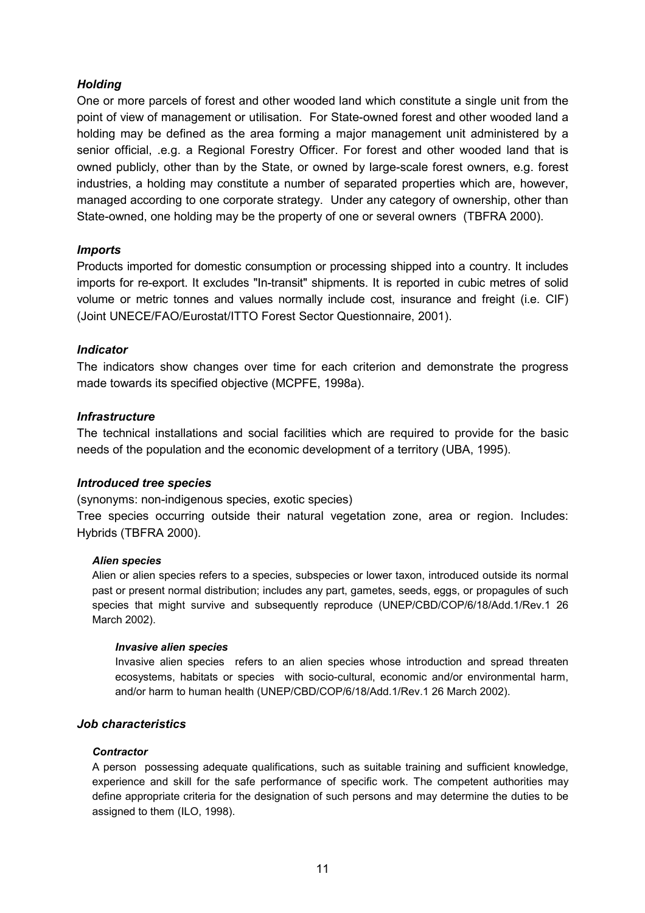*Holding*

One or more parcels of forest and other wooded land which constitute a single unit from the point of view of management or utilisation. For State-owned forest and other wooded land a holding may be defined as the area forming a major management unit administered by a senior official, .e.g. a Regional Forestry Officer. For forest and other wooded land that is owned publicly, other than by the State, or owned by large-scale forest owners, e.g. forest industries, a holding may constitute a number of separated properties which are, however, managed according to one corporate strategy. Under any category of ownership, other than State-owned, one holding may be the property of one or several owners (TBFRA 2000).

*Imports*

Products imported for domestic consumption or processing shipped into a country. It includes imports for re-export. It excludes "In-transit" shipments. It is reported in cubic metres of solid volume or metric tonnes and values normally include cost, insurance and freight (i.e. CIF) (Joint UNECE/FAO/Eurostat/ITTO Forest Sector Questionnaire, 2001).

*Indicator*

The indicators show changes over time for each criterion and demonstrate the progress made towards its specified objective (MCPFE, 1998a).

*Infrastructure*

The technical installations and social facilities which are required to provide for the basic needs of the population and the economic development of a territory (UBA, 1995).

*Introduced tree species*

(synonyms: non-indigenous species, exotic species)

Tree species occurring outside their natural vegetation zone, area or region. Includes: Hybrids (TBFRA 2000).

*Alien species*

Alien or alien species refers to a species, subspecies or lower taxon, introduced outside its normal past or present normal distribution; includes any part, gametes, seeds, eggs, or propagules of such species that might survive and subsequently reproduce (UNEP/CBD/COP/6/18/Add.1/Rev.1 26 March 2002).

*Invasive alien species*

Invasive alien species refers to an alien species whose introduction and spread threaten ecosystems, habitats or species with socio-cultural, economic and/or environmental harm, and/or harm to human health (UNEP/CBD/COP/6/18/Add.1/Rev.1 26 March 2002).

*Job characteristics*

*Contractor*

A person possessing adequate qualifications, such as suitable training and sufficient knowledge, experience and skill for the safe performance of specific work. The competent authorities may define appropriate criteria for the designation of such persons and may determine the duties to be assigned to them (ILO, 1998).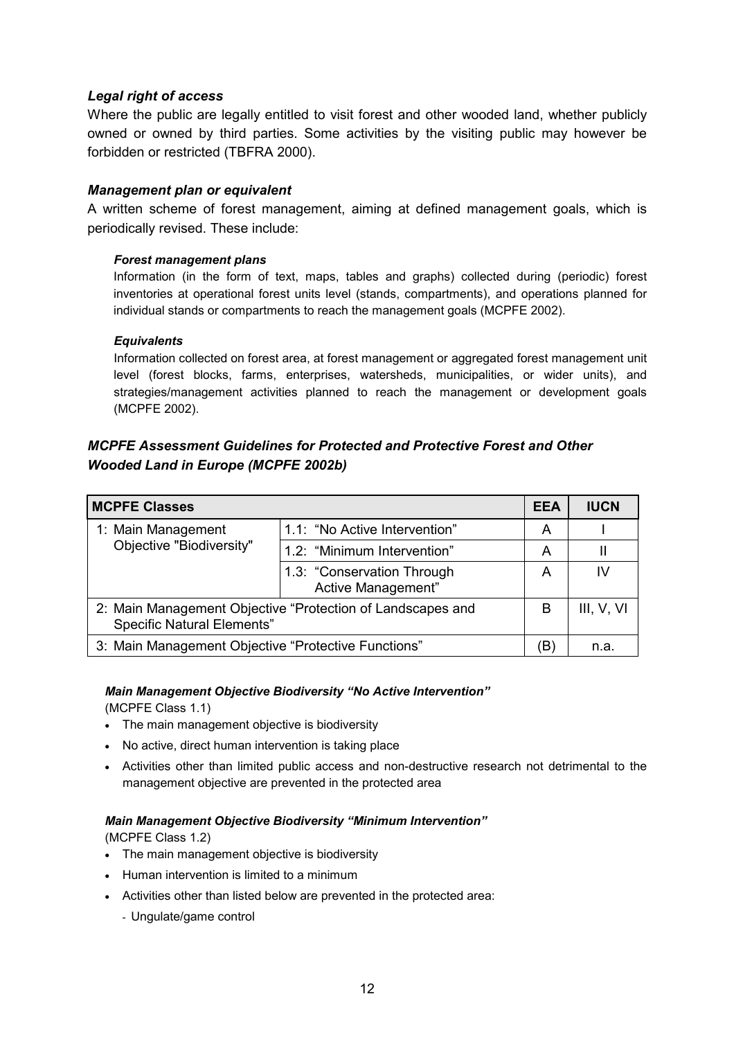### *Legal right of access*

Where the public are legally entitled to visit forest and other wooded land, whether publicly owned or owned by third parties. Some activities by the visiting public may however be forbidden or restricted (TBFRA 2000).

### *Management plan or equivalent*

A written scheme of forest management, aiming at defined management goals, which is periodically revised. These include:

#### *Forest management plans*

Information (in the form of text, maps, tables and graphs) collected during (periodic) forest inventories at operational forest units level (stands, compartments), and operations planned for individual stands or compartments to reach the management goals (MCPFE 2002).

#### *Equivalents*

Information collected on forest area, at forest management or aggregated forest management unit level (forest blocks, farms, enterprises, watersheds, municipalities, or wider units), and strategies/management activities planned to reach the management or development goals (MCPFE 2002).

### *MCPFE Assessment Guidelines for Protected and Protective Forest and Other Wooded Land in Europe (MCPFE 2002b)*

| MCPFE Classes | | EEA | IUCN |
|---|---|---|---|
| 1: Main Management Objective "Biodiversity" | 1.1: "No Active Intervention" | A | I |
| | 1.2: "Minimum Intervention" | A | II |
| | 1.3: "Conservation Through Active Management" | A | IV |
| 2: Main Management Objective "Protection of Landscapes and Specific Natural Elements" | | B | III, V, VI |
| 3: Main Management Objective "Protective Functions" | | (B) | n.a. |

#### *Main Management Objective Biodiversity "No Active Intervention"*

(MCPFE Class 1.1)

- The main management objective is biodiversity
- No active, direct human intervention is taking place
- Activities other than limited public access and non-destructive research not detrimental to the management objective are prevented in the protected area

#### *Main Management Objective Biodiversity "Minimum Intervention"*

(MCPFE Class 1.2)

- The main management objective is biodiversity
- Human intervention is limited to a minimum
- Activities other than listed below are prevented in the protected area:
  - Ungulate/game control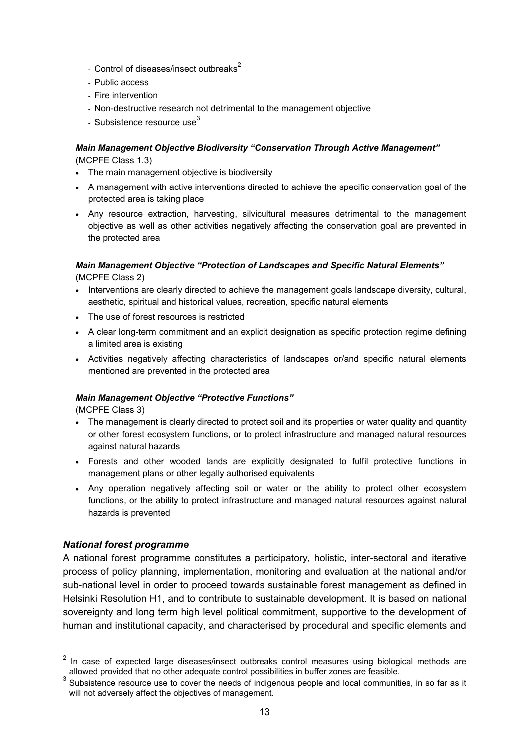- Control of diseases/insect outbreaks[2]
- Public access
- Fire intervention
- Non-destructive research not detrimental to the management objective
- Subsistence resource use[3]

***Main Management Objective Biodiversity "Conservation Through Active Management"***
(MCPFE Class 1.3)

- The main management objective is biodiversity
- A management with active interventions directed to achieve the specific conservation goal of the protected area is taking place
- Any resource extraction, harvesting, silvicultural measures detrimental to the management objective as well as other activities negatively affecting the conservation goal are prevented in the protected area

***Main Management Objective "Protection of Landscapes and Specific Natural Elements"***
(MCPFE Class 2)

- Interventions are clearly directed to achieve the management goals landscape diversity, cultural, aesthetic, spiritual and historical values, recreation, specific natural elements
- The use of forest resources is restricted
- A clear long-term commitment and an explicit designation as specific protection regime defining a limited area is existing
- Activities negatively affecting characteristics of landscapes or/and specific natural elements mentioned are prevented in the protected area

***Main Management Objective "Protective Functions"***
(MCPFE Class 3)

- The management is clearly directed to protect soil and its properties or water quality and quantity or other forest ecosystem functions, or to protect infrastructure and managed natural resources against natural hazards
- Forests and other wooded lands are explicitly designated to fulfil protective functions in management plans or other legally authorised equivalents
- Any operation negatively affecting soil or water or the ability to protect other ecosystem functions, or the ability to protect infrastructure and managed natural resources against natural hazards is prevented

### *National forest programme*

A national forest programme constitutes a participatory, holistic, inter-sectoral and iterative process of policy planning, implementation, monitoring and evaluation at the national and/or sub-national level in order to proceed towards sustainable forest management as defined in Helsinki Resolution H1, and to contribute to sustainable development. It is based on national sovereignty and long term high level political commitment, supportive to the development of human and institutional capacity, and characterised by procedural and specific elements and

---

[2] In case of expected large diseases/insect outbreaks control measures using biological methods are allowed provided that no other adequate control possibilities in buffer zones are feasible.

[3] Subsistence resource use to cover the needs of indigenous people and local communities, in so far as it will not adversely affect the objectives of management.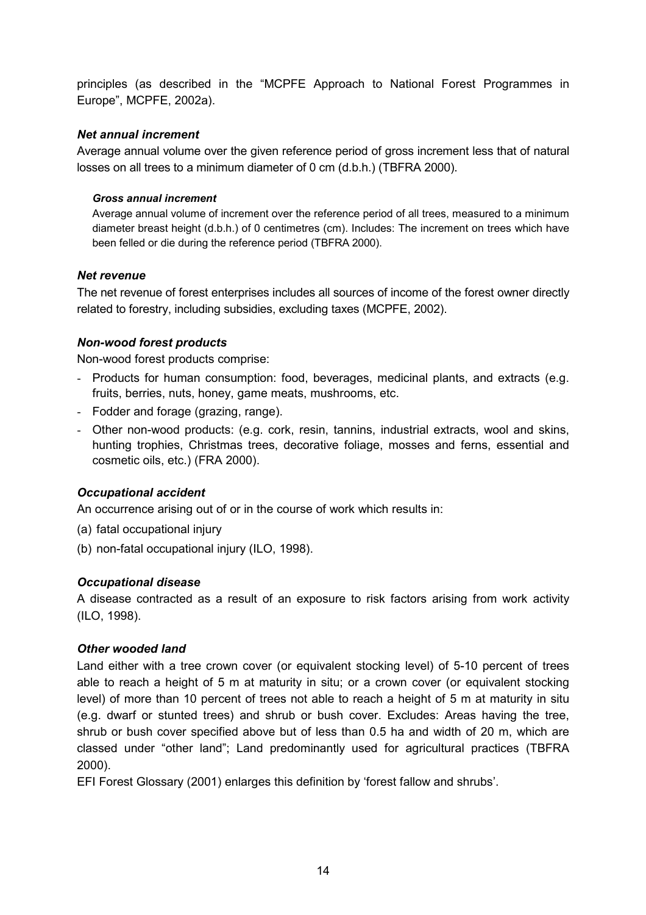principles (as described in the "MCPFE Approach to National Forest Programmes in Europe", MCPFE, 2002a).

***Net annual increment***

Average annual volume over the given reference period of gross increment less that of natural losses on all trees to a minimum diameter of 0 cm (d.b.h.) (TBFRA 2000).

> ***Gross annual increment***
>
> Average annual volume of increment over the reference period of all trees, measured to a minimum diameter breast height (d.b.h.) of 0 centimetres (cm). Includes: The increment on trees which have been felled or die during the reference period (TBFRA 2000).

***Net revenue***

The net revenue of forest enterprises includes all sources of income of the forest owner directly related to forestry, including subsidies, excluding taxes (MCPFE, 2002).

***Non-wood forest products***

Non-wood forest products comprise:

- Products for human consumption: food, beverages, medicinal plants, and extracts (e.g. fruits, berries, nuts, honey, game meats, mushrooms, etc.
- Fodder and forage (grazing, range).
- Other non-wood products: (e.g. cork, resin, tannins, industrial extracts, wool and skins, hunting trophies, Christmas trees, decorative foliage, mosses and ferns, essential and cosmetic oils, etc.) (FRA 2000).

***Occupational accident***

An occurrence arising out of or in the course of work which results in:

(a) fatal occupational injury

(b) non-fatal occupational injury (ILO, 1998).

***Occupational disease***

A disease contracted as a result of an exposure to risk factors arising from work activity (ILO, 1998).

***Other wooded land***

Land either with a tree crown cover (or equivalent stocking level) of 5-10 percent of trees able to reach a height of 5 m at maturity in situ; or a crown cover (or equivalent stocking level) of more than 10 percent of trees not able to reach a height of 5 m at maturity in situ (e.g. dwarf or stunted trees) and shrub or bush cover. Excludes: Areas having the tree, shrub or bush cover specified above but of less than 0.5 ha and width of 20 m, which are classed under "other land"; Land predominantly used for agricultural practices (TBFRA 2000).

EFI Forest Glossary (2001) enlarges this definition by 'forest fallow and shrubs'.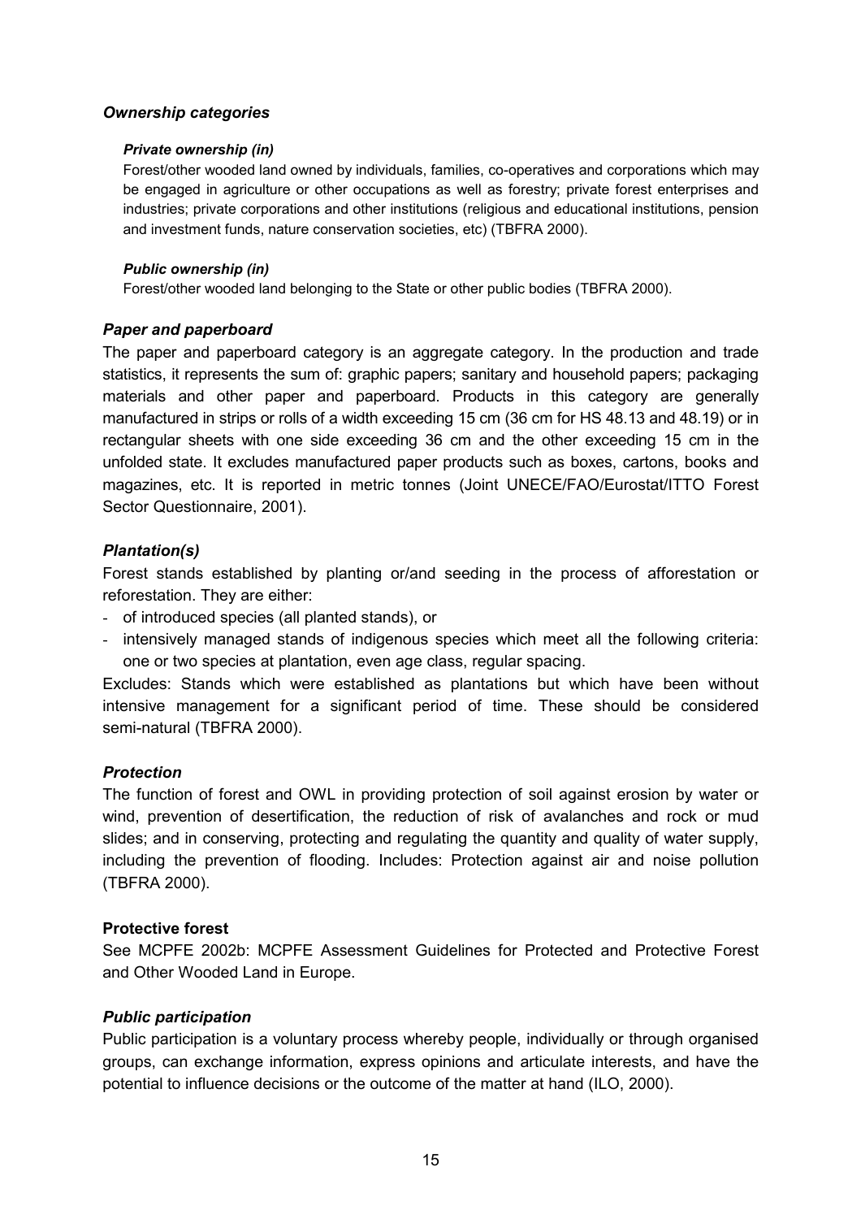### *Ownership categories*

#### *Private ownership (in)*

Forest/other wooded land owned by individuals, families, co-operatives and corporations which may be engaged in agriculture or other occupations as well as forestry; private forest enterprises and industries; private corporations and other institutions (religious and educational institutions, pension and investment funds, nature conservation societies, etc) (TBFRA 2000).

#### *Public ownership (in)*

Forest/other wooded land belonging to the State or other public bodies (TBFRA 2000).

### *Paper and paperboard*

The paper and paperboard category is an aggregate category. In the production and trade statistics, it represents the sum of: graphic papers; sanitary and household papers; packaging materials and other paper and paperboard. Products in this category are generally manufactured in strips or rolls of a width exceeding 15 cm (36 cm for HS 48.13 and 48.19) or in rectangular sheets with one side exceeding 36 cm and the other exceeding 15 cm in the unfolded state. It excludes manufactured paper products such as boxes, cartons, books and magazines, etc. It is reported in metric tonnes (Joint UNECE/FAO/Eurostat/ITTO Forest Sector Questionnaire, 2001).

### *Plantation(s)*

Forest stands established by planting or/and seeding in the process of afforestation or reforestation. They are either:

- of introduced species (all planted stands), or
- intensively managed stands of indigenous species which meet all the following criteria: one or two species at plantation, even age class, regular spacing.

Excludes: Stands which were established as plantations but which have been without intensive management for a significant period of time. These should be considered semi-natural (TBFRA 2000).

### *Protection*

The function of forest and OWL in providing protection of soil against erosion by water or wind, prevention of desertification, the reduction of risk of avalanches and rock or mud slides; and in conserving, protecting and regulating the quantity and quality of water supply, including the prevention of flooding. Includes: Protection against air and noise pollution (TBFRA 2000).

### **Protective forest**

See MCPFE 2002b: MCPFE Assessment Guidelines for Protected and Protective Forest and Other Wooded Land in Europe.

### *Public participation*

Public participation is a voluntary process whereby people, individually or through organised groups, can exchange information, express opinions and articulate interests, and have the potential to influence decisions or the outcome of the matter at hand (ILO, 2000).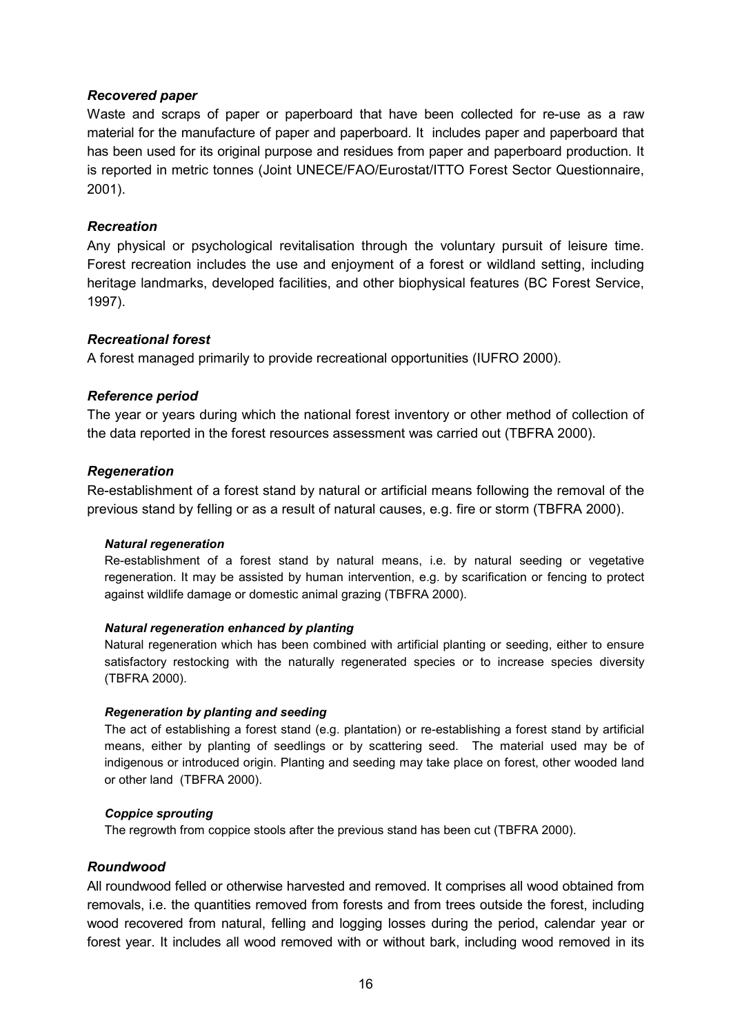### *Recovered paper*

Waste and scraps of paper or paperboard that have been collected for re-use as a raw material for the manufacture of paper and paperboard. It includes paper and paperboard that has been used for its original purpose and residues from paper and paperboard production. It is reported in metric tonnes (Joint UNECE/FAO/Eurostat/ITTO Forest Sector Questionnaire, 2001).

### *Recreation*

Any physical or psychological revitalisation through the voluntary pursuit of leisure time. Forest recreation includes the use and enjoyment of a forest or wildland setting, including heritage landmarks, developed facilities, and other biophysical features (BC Forest Service, 1997).

### *Recreational forest*

A forest managed primarily to provide recreational opportunities (IUFRO 2000).

### *Reference period*

The year or years during which the national forest inventory or other method of collection of the data reported in the forest resources assessment was carried out (TBFRA 2000).

### *Regeneration*

Re-establishment of a forest stand by natural or artificial means following the removal of the previous stand by felling or as a result of natural causes, e.g. fire or storm (TBFRA 2000).

#### *Natural regeneration*

Re-establishment of a forest stand by natural means, i.e. by natural seeding or vegetative regeneration. It may be assisted by human intervention, e.g. by scarification or fencing to protect against wildlife damage or domestic animal grazing (TBFRA 2000).

#### *Natural regeneration enhanced by planting*

Natural regeneration which has been combined with artificial planting or seeding, either to ensure satisfactory restocking with the naturally regenerated species or to increase species diversity (TBFRA 2000).

#### *Regeneration by planting and seeding*

The act of establishing a forest stand (e.g. plantation) or re-establishing a forest stand by artificial means, either by planting of seedlings or by scattering seed. The material used may be of indigenous or introduced origin. Planting and seeding may take place on forest, other wooded land or other land (TBFRA 2000).

#### *Coppice sprouting*

The regrowth from coppice stools after the previous stand has been cut (TBFRA 2000).

### *Roundwood*

All roundwood felled or otherwise harvested and removed. It comprises all wood obtained from removals, i.e. the quantities removed from forests and from trees outside the forest, including wood recovered from natural, felling and logging losses during the period, calendar year or forest year. It includes all wood removed with or without bark, including wood removed in its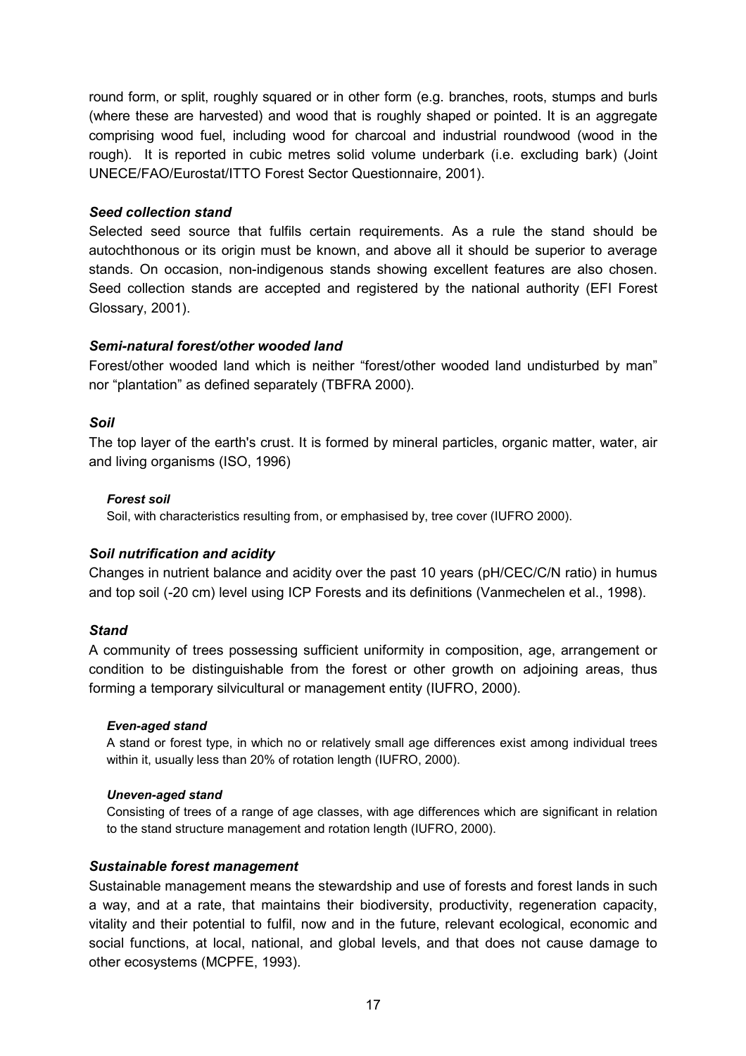round form, or split, roughly squared or in other form (e.g. branches, roots, stumps and burls (where these are harvested) and wood that is roughly shaped or pointed. It is an aggregate comprising wood fuel, including wood for charcoal and industrial roundwood (wood in the rough). It is reported in cubic metres solid volume underbark (i.e. excluding bark) (Joint UNECE/FAO/Eurostat/ITTO Forest Sector Questionnaire, 2001).

***Seed collection stand***

Selected seed source that fulfils certain requirements. As a rule the stand should be autochthonous or its origin must be known, and above all it should be superior to average stands. On occasion, non-indigenous stands showing excellent features are also chosen. Seed collection stands are accepted and registered by the national authority (EFI Forest Glossary, 2001).

***Semi-natural forest/other wooded land***

Forest/other wooded land which is neither "forest/other wooded land undisturbed by man" nor "plantation" as defined separately (TBFRA 2000).

***Soil***

The top layer of the earth's crust. It is formed by mineral particles, organic matter, water, air and living organisms (ISO, 1996)

***Forest soil***

Soil, with characteristics resulting from, or emphasised by, tree cover (IUFRO 2000).

***Soil nutrification and acidity***

Changes in nutrient balance and acidity over the past 10 years (pH/CEC/C/N ratio) in humus and top soil (-20 cm) level using ICP Forests and its definitions (Vanmechelen et al., 1998).

***Stand***

A community of trees possessing sufficient uniformity in composition, age, arrangement or condition to be distinguishable from the forest or other growth on adjoining areas, thus forming a temporary silvicultural or management entity (IUFRO, 2000).

***Even-aged stand***

A stand or forest type, in which no or relatively small age differences exist among individual trees within it, usually less than 20% of rotation length (IUFRO, 2000).

***Uneven-aged stand***

Consisting of trees of a range of age classes, with age differences which are significant in relation to the stand structure management and rotation length (IUFRO, 2000).

***Sustainable forest management***

Sustainable management means the stewardship and use of forests and forest lands in such a way, and at a rate, that maintains their biodiversity, productivity, regeneration capacity, vitality and their potential to fulfil, now and in the future, relevant ecological, economic and social functions, at local, national, and global levels, and that does not cause damage to other ecosystems (MCPFE, 1993).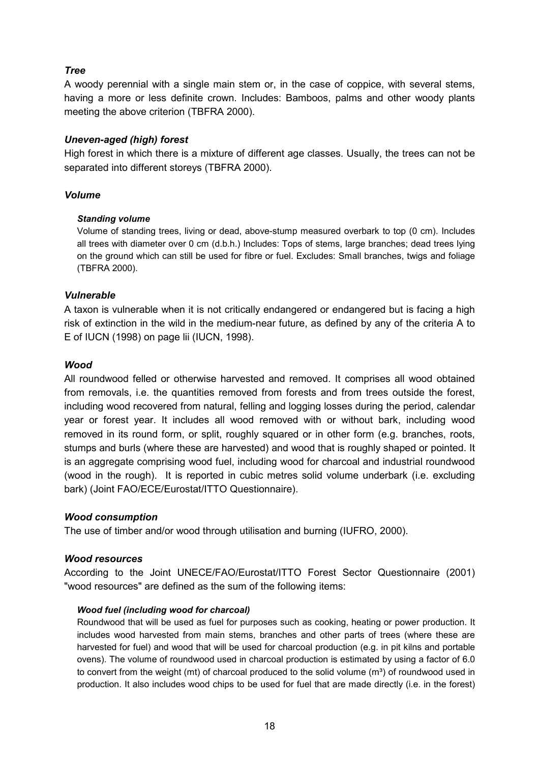### *Tree*

A woody perennial with a single main stem or, in the case of coppice, with several stems, having a more or less definite crown. Includes: Bamboos, palms and other woody plants meeting the above criterion (TBFRA 2000).

### *Uneven-aged (high) forest*

High forest in which there is a mixture of different age classes. Usually, the trees can not be separated into different storeys (TBFRA 2000).

### *Volume*

#### *Standing volume*

Volume of standing trees, living or dead, above-stump measured overbark to top (0 cm). Includes all trees with diameter over 0 cm (d.b.h.) Includes: Tops of stems, large branches; dead trees lying on the ground which can still be used for fibre or fuel. Excludes: Small branches, twigs and foliage (TBFRA 2000).

### *Vulnerable*

A taxon is vulnerable when it is not critically endangered or endangered but is facing a high risk of extinction in the wild in the medium-near future, as defined by any of the criteria A to E of IUCN (1998) on page lii (IUCN, 1998).

### *Wood*

All roundwood felled or otherwise harvested and removed. It comprises all wood obtained from removals, i.e. the quantities removed from forests and from trees outside the forest, including wood recovered from natural, felling and logging losses during the period, calendar year or forest year. It includes all wood removed with or without bark, including wood removed in its round form, or split, roughly squared or in other form (e.g. branches, roots, stumps and burls (where these are harvested) and wood that is roughly shaped or pointed. It is an aggregate comprising wood fuel, including wood for charcoal and industrial roundwood (wood in the rough). It is reported in cubic metres solid volume underbark (i.e. excluding bark) (Joint FAO/ECE/Eurostat/ITTO Questionnaire).

### *Wood consumption*

The use of timber and/or wood through utilisation and burning (IUFRO, 2000).

### *Wood resources*

According to the Joint UNECE/FAO/Eurostat/ITTO Forest Sector Questionnaire (2001) "wood resources" are defined as the sum of the following items:

#### *Wood fuel (including wood for charcoal)*

Roundwood that will be used as fuel for purposes such as cooking, heating or power production. It includes wood harvested from main stems, branches and other parts of trees (where these are harvested for fuel) and wood that will be used for charcoal production (e.g. in pit kilns and portable ovens). The volume of roundwood used in charcoal production is estimated by using a factor of 6.0 to convert from the weight (mt) of charcoal produced to the solid volume ($m^3$) of roundwood used in production. It also includes wood chips to be used for fuel that are made directly (i.e. in the forest)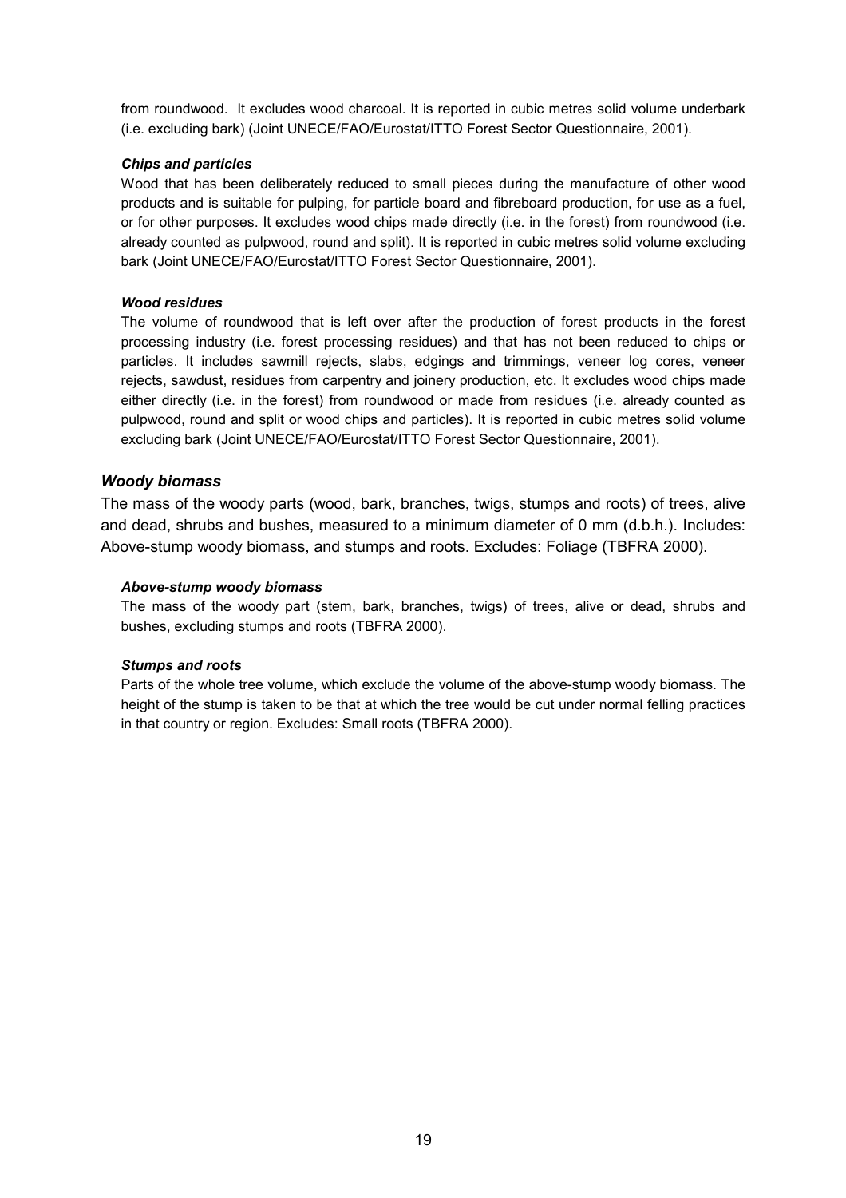from roundwood. It excludes wood charcoal. It is reported in cubic metres solid volume underbark (i.e. excluding bark) (Joint UNECE/FAO/Eurostat/ITTO Forest Sector Questionnaire, 2001).

#### *Chips and particles*

Wood that has been deliberately reduced to small pieces during the manufacture of other wood products and is suitable for pulping, for particle board and fibreboard production, for use as a fuel, or for other purposes. It excludes wood chips made directly (i.e. in the forest) from roundwood (i.e. already counted as pulpwood, round and split). It is reported in cubic metres solid volume excluding bark (Joint UNECE/FAO/Eurostat/ITTO Forest Sector Questionnaire, 2001).

#### *Wood residues*

The volume of roundwood that is left over after the production of forest products in the forest processing industry (i.e. forest processing residues) and that has not been reduced to chips or particles. It includes sawmill rejects, slabs, edgings and trimmings, veneer log cores, veneer rejects, sawdust, residues from carpentry and joinery production, etc. It excludes wood chips made either directly (i.e. in the forest) from roundwood or made from residues (i.e. already counted as pulpwood, round and split or wood chips and particles). It is reported in cubic metres solid volume excluding bark (Joint UNECE/FAO/Eurostat/ITTO Forest Sector Questionnaire, 2001).

### *Woody biomass*

The mass of the woody parts (wood, bark, branches, twigs, stumps and roots) of trees, alive and dead, shrubs and bushes, measured to a minimum diameter of 0 mm (d.b.h.). Includes: Above-stump woody biomass, and stumps and roots. Excludes: Foliage (TBFRA 2000).

#### *Above-stump woody biomass*

The mass of the woody part (stem, bark, branches, twigs) of trees, alive or dead, shrubs and bushes, excluding stumps and roots (TBFRA 2000).

#### *Stumps and roots*

Parts of the whole tree volume, which exclude the volume of the above-stump woody biomass. The height of the stump is taken to be that at which the tree would be cut under normal felling practices in that country or region. Excludes: Small roots (TBFRA 2000).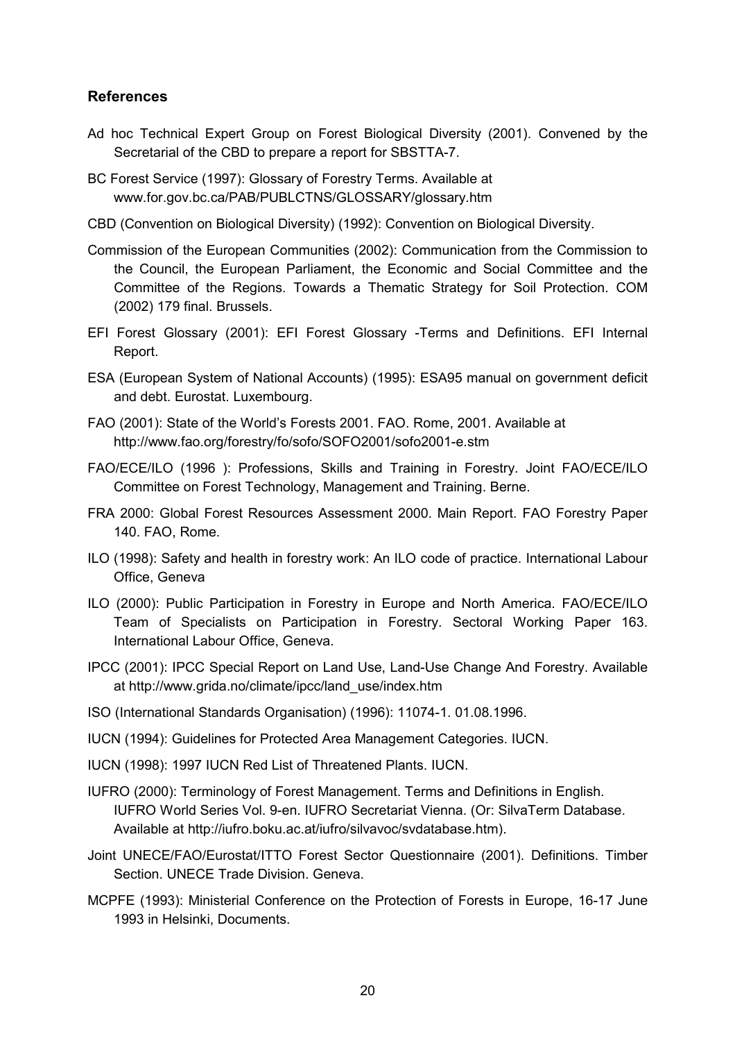## References

Ad hoc Technical Expert Group on Forest Biological Diversity (2001). Convened by the Secretarial of the CBD to prepare a report for SBSTTA-7.

BC Forest Service (1997): Glossary of Forestry Terms. Available at www.for.gov.bc.ca/PAB/PUBLCTNS/GLOSSARY/glossary.htm

CBD (Convention on Biological Diversity) (1992): Convention on Biological Diversity.

Commission of the European Communities (2002): Communication from the Commission to the Council, the European Parliament, the Economic and Social Committee and the Committee of the Regions. Towards a Thematic Strategy for Soil Protection. COM (2002) 179 final. Brussels.

EFI Forest Glossary (2001): EFI Forest Glossary -Terms and Definitions. EFI Internal Report.

ESA (European System of National Accounts) (1995): ESA95 manual on government deficit and debt. Eurostat. Luxembourg.

FAO (2001): State of the World's Forests 2001. FAO. Rome, 2001. Available at http://www.fao.org/forestry/fo/sofo/SOFO2001/sofo2001-e.stm

FAO/ECE/ILO (1996 ): Professions, Skills and Training in Forestry. Joint FAO/ECE/ILO Committee on Forest Technology, Management and Training. Berne.

FRA 2000: Global Forest Resources Assessment 2000. Main Report. FAO Forestry Paper 140. FAO, Rome.

ILO (1998): Safety and health in forestry work: An ILO code of practice. International Labour Office, Geneva

ILO (2000): Public Participation in Forestry in Europe and North America. FAO/ECE/ILO Team of Specialists on Participation in Forestry. Sectoral Working Paper 163. International Labour Office, Geneva.

IPCC (2001): IPCC Special Report on Land Use, Land-Use Change And Forestry. Available at http://www.grida.no/climate/ipcc/land_use/index.htm

ISO (International Standards Organisation) (1996): 11074-1. 01.08.1996.

IUCN (1994): Guidelines for Protected Area Management Categories. IUCN.

IUCN (1998): 1997 IUCN Red List of Threatened Plants. IUCN.

IUFRO (2000): Terminology of Forest Management. Terms and Definitions in English. IUFRO World Series Vol. 9-en. IUFRO Secretariat Vienna. (Or: SilvaTerm Database. Available at http://iufro.boku.ac.at/iufro/silvavoc/svdatabase.htm).

Joint UNECE/FAO/Eurostat/ITTO Forest Sector Questionnaire (2001). Definitions. Timber Section. UNECE Trade Division. Geneva.

MCPFE (1993): Ministerial Conference on the Protection of Forests in Europe, 16-17 June 1993 in Helsinki, Documents.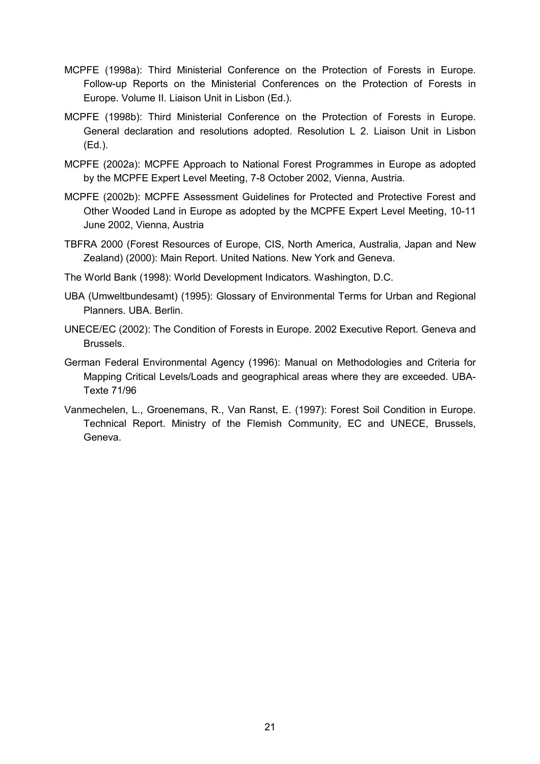MCPFE (1998a): Third Ministerial Conference on the Protection of Forests in Europe. Follow-up Reports on the Ministerial Conferences on the Protection of Forests in Europe. Volume II. Liaison Unit in Lisbon (Ed.).

MCPFE (1998b): Third Ministerial Conference on the Protection of Forests in Europe. General declaration and resolutions adopted. Resolution L 2. Liaison Unit in Lisbon (Ed.).

MCPFE (2002a): MCPFE Approach to National Forest Programmes in Europe as adopted by the MCPFE Expert Level Meeting, 7-8 October 2002, Vienna, Austria.

MCPFE (2002b): MCPFE Assessment Guidelines for Protected and Protective Forest and Other Wooded Land in Europe as adopted by the MCPFE Expert Level Meeting, 10-11 June 2002, Vienna, Austria

TBFRA 2000 (Forest Resources of Europe, CIS, North America, Australia, Japan and New Zealand) (2000): Main Report. United Nations. New York and Geneva.

The World Bank (1998): World Development Indicators. Washington, D.C.

UBA (Umweltbundesamt) (1995): Glossary of Environmental Terms for Urban and Regional Planners. UBA. Berlin.

UNECE/EC (2002): The Condition of Forests in Europe. 2002 Executive Report. Geneva and Brussels.

German Federal Environmental Agency (1996): Manual on Methodologies and Criteria for Mapping Critical Levels/Loads and geographical areas where they are exceeded. UBA-Texte 71/96

Vanmechelen, L., Groenemans, R., Van Ranst, E. (1997): Forest Soil Condition in Europe. Technical Report. Ministry of the Flemish Community, EC and UNECE, Brussels, Geneva.